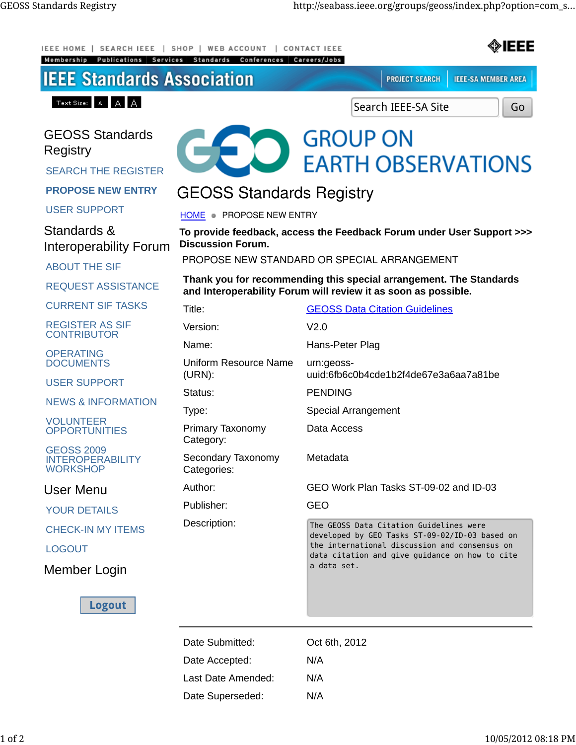IEEE HOME | SEARCH IEEE | SHOP | WEB ACCOUNT | CONTACT IEEE

Membership | Publications | Services | Standards | Conferences | Careers/Jobs

# IEEE Standards Association

PROJECT SEARCH | IEEE-SA MEMBER AREA

Text Size: A A A

Search IEEE-SA Site Go

## GEOSS Standards Registry

- SEARCH THE REGISTER
- **PROPOSE NEW ENTRY**
- USER SUPPORT

## Standards & Interoperability Forum

- ABOUT THE SIF
- REQUEST ASSISTANCE
- CURRENT SIF TASKS
- REGISTER AS SIF CONTRIBUTOR
- OPERATING DOCUMENTS
- USER SUPPORT
- NEWS & INFORMATION
- VOLUNTEER OPPORTUNITIES
- GEOSS 2009 INTEROPERABILITY WORKSHOP

## User Menu

- YOUR DETAILS
- CHECK-IN MY ITEMS
- LOGOUT

## Member Login

Logout

GROUP ON EARTH OBSERVATIONS

# GEOSS Standards Registry

HOME • PROPOSE NEW ENTRY

**To provide feedback, access the Feedback Forum under User Support >>> Discussion Forum.**

PROPOSE NEW STANDARD OR SPECIAL ARRANGEMENT

**Thank you for recommending this special arrangement. The Standards and Interoperability Forum will review it as soon as possible.**

| | |
|---|---|
| Title: | GEOSS Data Citation Guidelines |
| Version: | V2.0 |
| Name: | Hans-Peter Plag |
| Uniform Resource Name (URN): | urn:geoss-uuid:6fb6c0b4cde1b2f4de67e3a6aa7a81be |
| Status: | PENDING |
| Type: | Special Arrangement |
| Primary Taxonomy Category: | Data Access |
| Secondary Taxonomy Categories: | Metadata |
| Author: | GEO Work Plan Tasks ST-09-02 and ID-03 |
| Publisher: | GEO |
| Description: | The GEOSS Data Citation Guidelines were developed by GEO Tasks ST-09-02/ID-03 based on the international discussion and consensus on data citation and give guidance on how to cite a data set. |

---

| | |
|---|---|
| Date Submitted: | Oct 6th, 2012 |
| Date Accepted: | N/A |
| Last Date Amended: | N/A |
| Date Superseded: | N/A |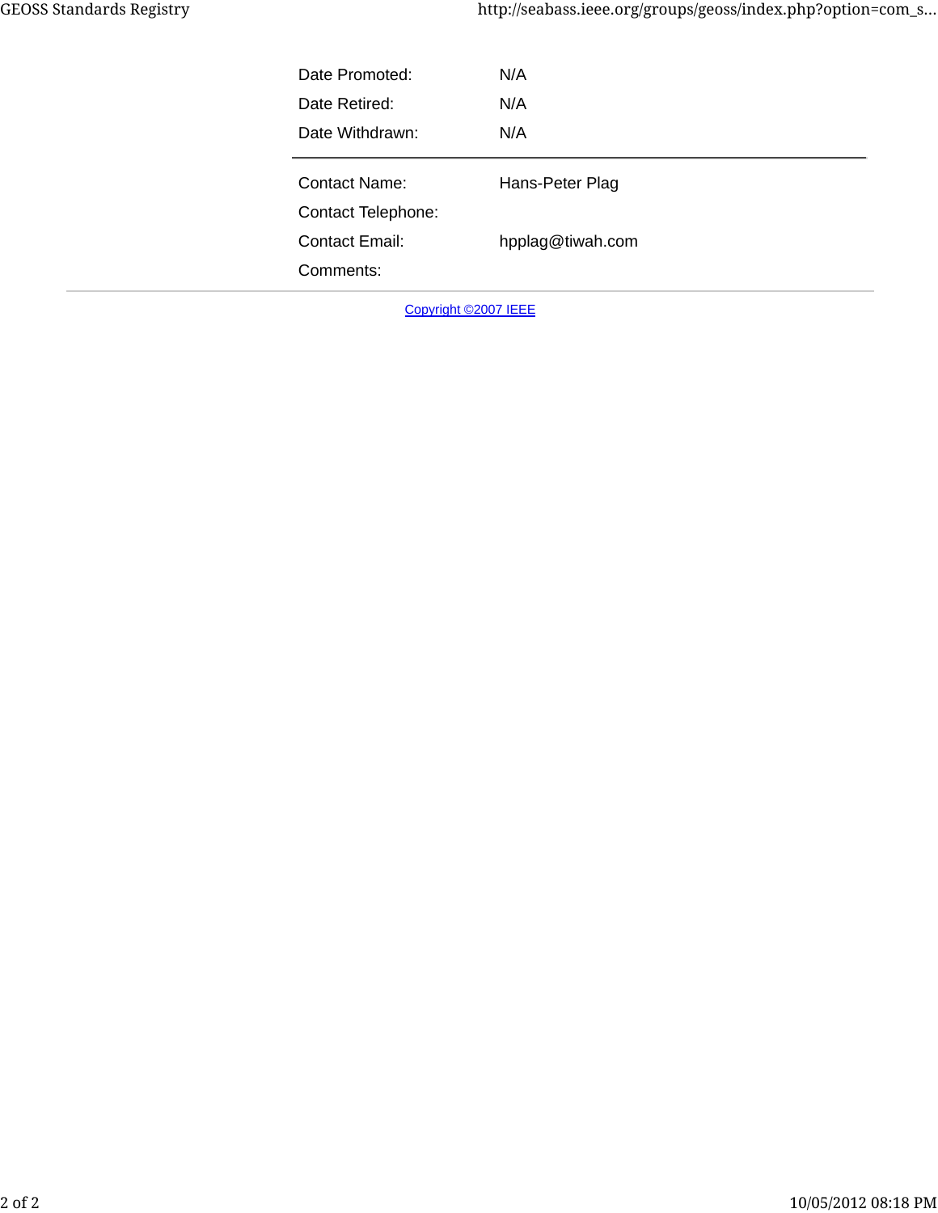| | |
|---|---|
| Date Promoted: | N/A |
| Date Retired: | N/A |
| Date Withdrawn: | N/A |

---

| | |
|---|---|
| Contact Name: | Hans-Peter Plag |
| Contact Telephone: | |
| Contact Email: | hpplag@tiwah.com |
| Comments: | |

---

Copyright ©2007 IEEE